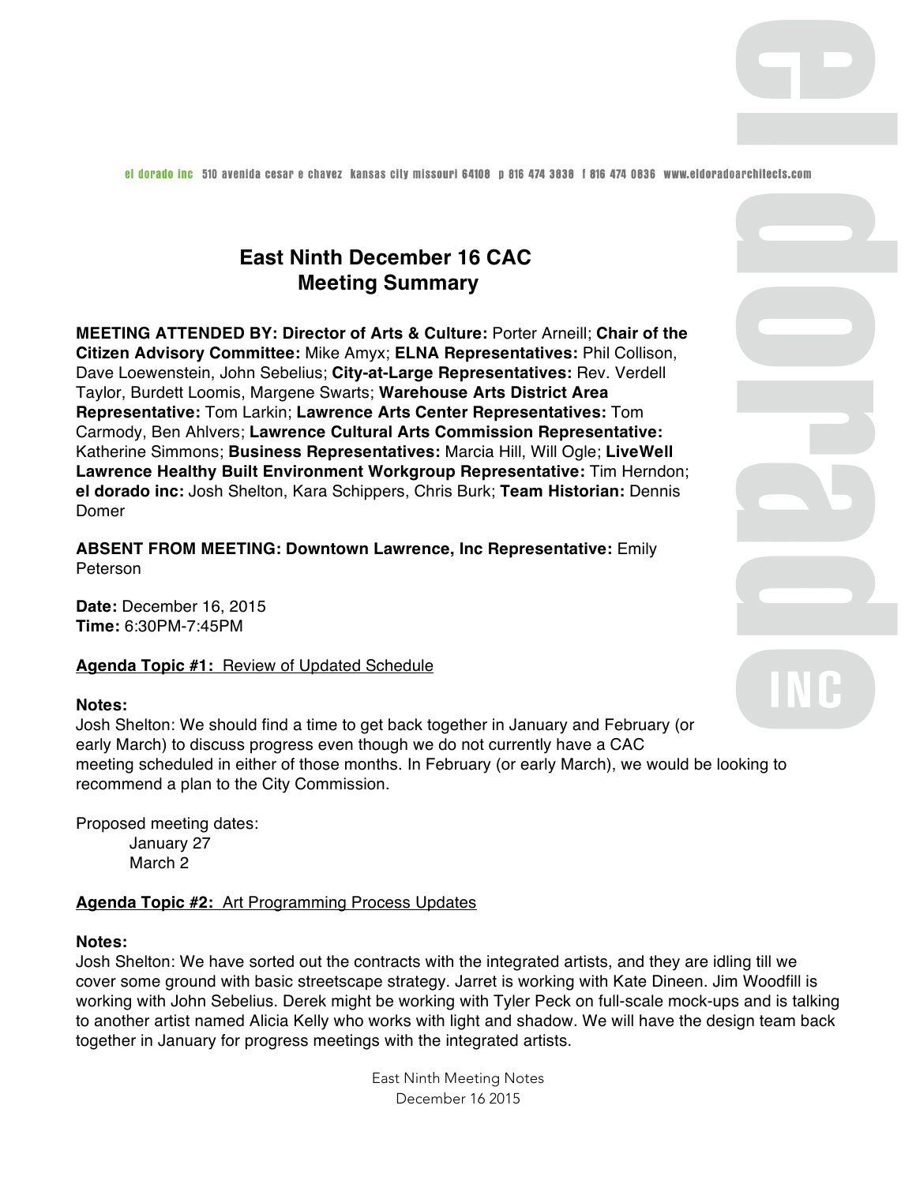el dorado inc 510 avenida cesar e chavez kansas city missouri 64108 p 816 474 3838 f 816 474 0836 www.eldoradoarchitects.com

# East Ninth December 16 CAC
# Meeting Summary

**MEETING ATTENDED BY: Director of Arts & Culture:** Porter Arneill; **Chair of the Citizen Advisory Committee:** Mike Amyx; **ELNA Representatives:** Phil Collison, Dave Loewenstein, John Sebelius; **City-at-Large Representatives:** Rev. Verdell Taylor, Burdett Loomis, Margene Swarts; **Warehouse Arts District Area Representative:** Tom Larkin; **Lawrence Arts Center Representatives:** Tom Carmody, Ben Ahlvers; **Lawrence Cultural Arts Commission Representative:** Katherine Simmons; **Business Representatives:** Marcia Hill, Will Ogle; **LiveWell Lawrence Healthy Built Environment Workgroup Representative:** Tim Herndon; **el dorado inc:** Josh Shelton, Kara Schippers, Chris Burk; **Team Historian:** Dennis Domer

**ABSENT FROM MEETING: Downtown Lawrence, Inc Representative:** Emily Peterson

**Date:** December 16, 2015
**Time:** 6:30PM-7:45PM

**Agenda Topic #1:** Review of Updated Schedule

**Notes:**
Josh Shelton: We should find a time to get back together in January and February (or early March) to discuss progress even though we do not currently have a CAC meeting scheduled in either of those months. In February (or early March), we would be looking to recommend a plan to the City Commission.

Proposed meeting dates:
- January 27
- March 2

**Agenda Topic #2:** Art Programming Process Updates

**Notes:**
Josh Shelton: We have sorted out the contracts with the integrated artists, and they are idling till we cover some ground with basic streetscape strategy. Jarret is working with Kate Dineen. Jim Woodfill is working with John Sebelius. Derek might be working with Tyler Peck on full-scale mock-ups and is talking to another artist named Alicia Kelly who works with light and shadow. We will have the design team back together in January for progress meetings with the integrated artists.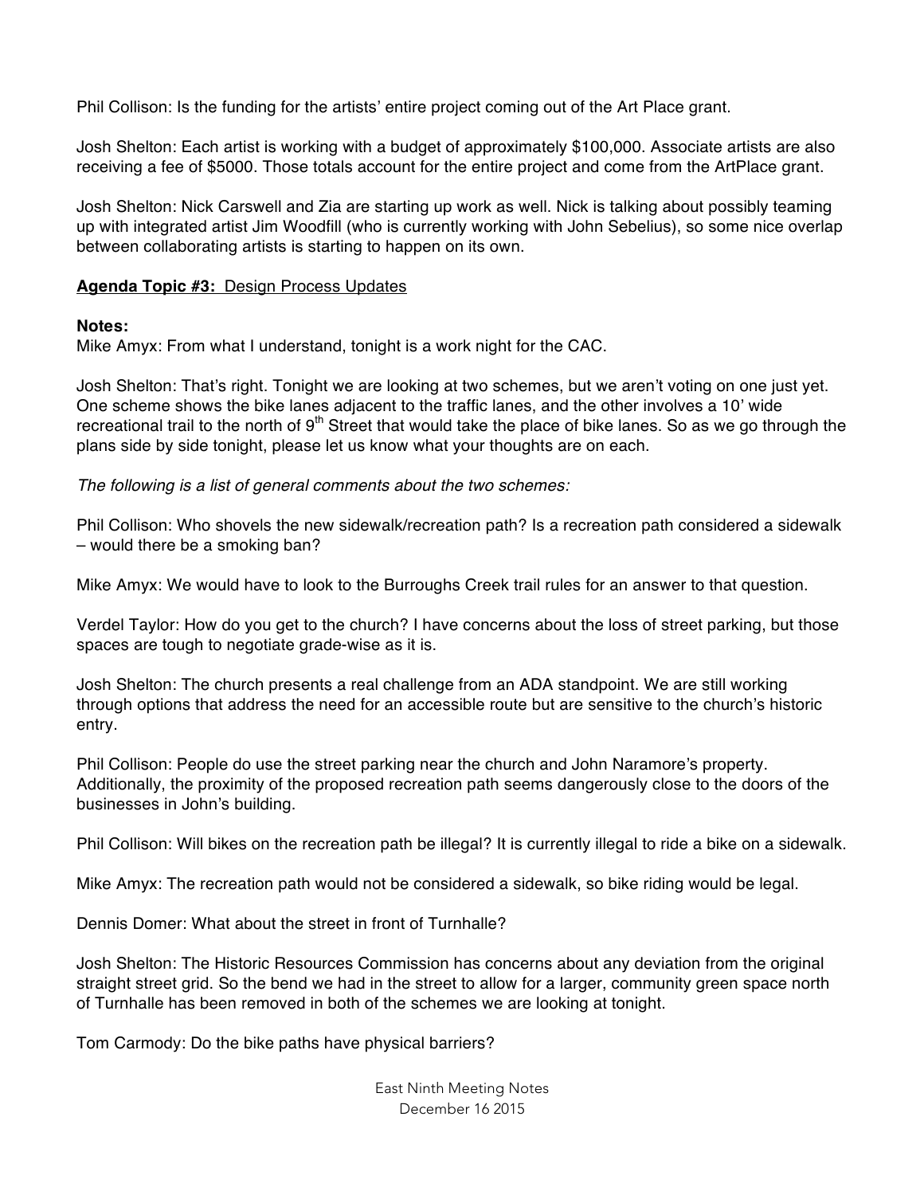Phil Collison: Is the funding for the artists' entire project coming out of the Art Place grant.

Josh Shelton: Each artist is working with a budget of approximately $100,000. Associate artists are also receiving a fee of $5000. Those totals account for the entire project and come from the ArtPlace grant.

Josh Shelton: Nick Carswell and Zia are starting up work as well. Nick is talking about possibly teaming up with integrated artist Jim Woodfill (who is currently working with John Sebelius), so some nice overlap between collaborating artists is starting to happen on its own.

**Agenda Topic #3:** Design Process Updates

**Notes:**

Mike Amyx: From what I understand, tonight is a work night for the CAC.

Josh Shelton: That's right. Tonight we are looking at two schemes, but we aren't voting on one just yet. One scheme shows the bike lanes adjacent to the traffic lanes, and the other involves a 10' wide recreational trail to the north of 9th Street that would take the place of bike lanes. So as we go through the plans side by side tonight, please let us know what your thoughts are on each.

*The following is a list of general comments about the two schemes:*

Phil Collison: Who shovels the new sidewalk/recreation path? Is a recreation path considered a sidewalk – would there be a smoking ban?

Mike Amyx: We would have to look to the Burroughs Creek trail rules for an answer to that question.

Verdel Taylor: How do you get to the church? I have concerns about the loss of street parking, but those spaces are tough to negotiate grade-wise as it is.

Josh Shelton: The church presents a real challenge from an ADA standpoint. We are still working through options that address the need for an accessible route but are sensitive to the church's historic entry.

Phil Collison: People do use the street parking near the church and John Naramore's property. Additionally, the proximity of the proposed recreation path seems dangerously close to the doors of the businesses in John's building.

Phil Collison: Will bikes on the recreation path be illegal? It is currently illegal to ride a bike on a sidewalk.

Mike Amyx: The recreation path would not be considered a sidewalk, so bike riding would be legal.

Dennis Domer: What about the street in front of Turnhalle?

Josh Shelton: The Historic Resources Commission has concerns about any deviation from the original straight street grid. So the bend we had in the street to allow for a larger, community green space north of Turnhalle has been removed in both of the schemes we are looking at tonight.

Tom Carmody: Do the bike paths have physical barriers?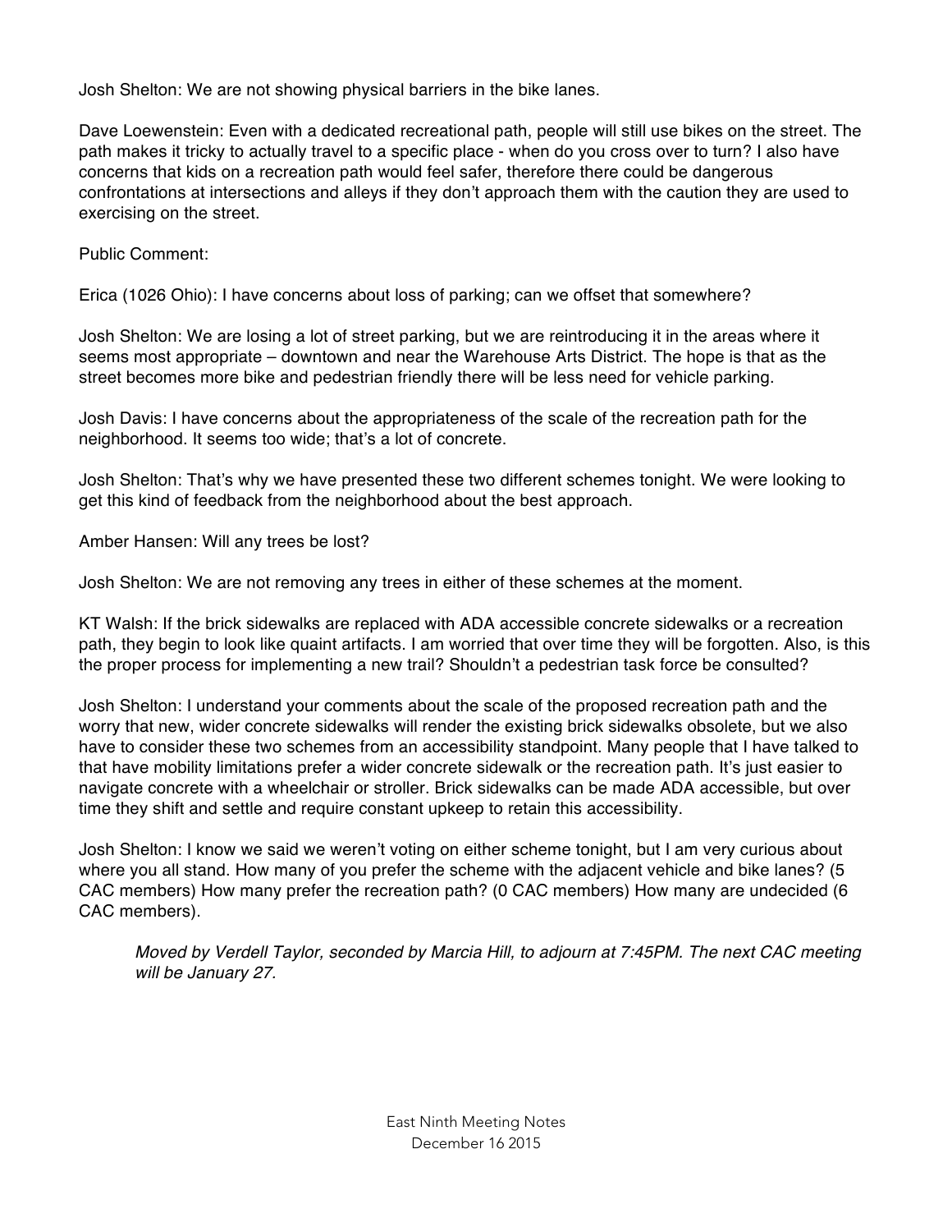Josh Shelton: We are not showing physical barriers in the bike lanes.

Dave Loewenstein: Even with a dedicated recreational path, people will still use bikes on the street. The path makes it tricky to actually travel to a specific place - when do you cross over to turn? I also have concerns that kids on a recreation path would feel safer, therefore there could be dangerous confrontations at intersections and alleys if they don't approach them with the caution they are used to exercising on the street.

Public Comment:

Erica (1026 Ohio): I have concerns about loss of parking; can we offset that somewhere?

Josh Shelton: We are losing a lot of street parking, but we are reintroducing it in the areas where it seems most appropriate – downtown and near the Warehouse Arts District. The hope is that as the street becomes more bike and pedestrian friendly there will be less need for vehicle parking.

Josh Davis: I have concerns about the appropriateness of the scale of the recreation path for the neighborhood. It seems too wide; that's a lot of concrete.

Josh Shelton: That's why we have presented these two different schemes tonight. We were looking to get this kind of feedback from the neighborhood about the best approach.

Amber Hansen: Will any trees be lost?

Josh Shelton: We are not removing any trees in either of these schemes at the moment.

KT Walsh: If the brick sidewalks are replaced with ADA accessible concrete sidewalks or a recreation path, they begin to look like quaint artifacts. I am worried that over time they will be forgotten. Also, is this the proper process for implementing a new trail? Shouldn't a pedestrian task force be consulted?

Josh Shelton: I understand your comments about the scale of the proposed recreation path and the worry that new, wider concrete sidewalks will render the existing brick sidewalks obsolete, but we also have to consider these two schemes from an accessibility standpoint. Many people that I have talked to that have mobility limitations prefer a wider concrete sidewalk or the recreation path. It's just easier to navigate concrete with a wheelchair or stroller. Brick sidewalks can be made ADA accessible, but over time they shift and settle and require constant upkeep to retain this accessibility.

Josh Shelton: I know we said we weren't voting on either scheme tonight, but I am very curious about where you all stand. How many of you prefer the scheme with the adjacent vehicle and bike lanes? (5 CAC members) How many prefer the recreation path? (0 CAC members) How many are undecided (6 CAC members).

*Moved by Verdell Taylor, seconded by Marcia Hill, to adjourn at 7:45PM. The next CAC meeting will be January 27.*